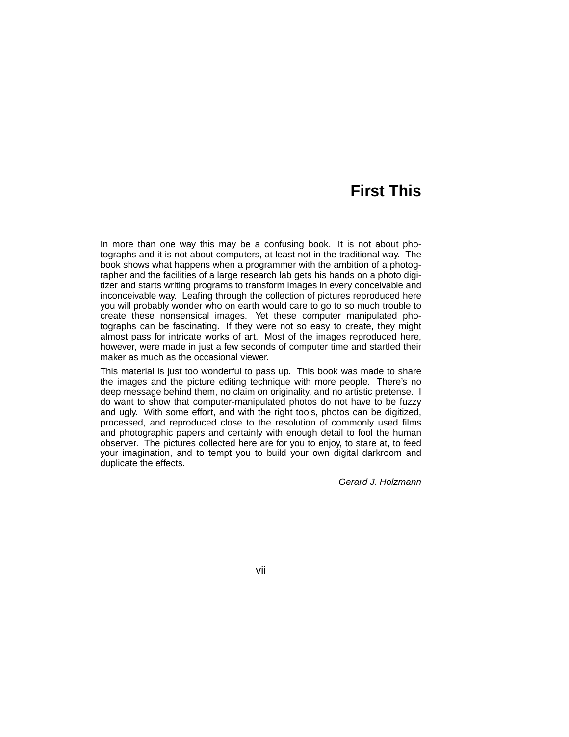# First This

In more than one way this may be a confusing book. It is not about photographs and it is not about computers, at least not in the traditional way. The book shows what happens when a programmer with the ambition of a photographer and the facilities of a large research lab gets his hands on a photo digitizer and starts writing programs to transform images in every conceivable and inconceivable way. Leafing through the collection of pictures reproduced here you will probably wonder who on earth would care to go to so much trouble to create these nonsensical images. Yet these computer manipulated photographs can be fascinating. If they were not so easy to create, they might almost pass for intricate works of art. Most of the images reproduced here, however, were made in just a few seconds of computer time and startled their maker as much as the occasional viewer.

This material is just too wonderful to pass up. This book was made to share the images and the picture editing technique with more people. There's no deep message behind them, no claim on originality, and no artistic pretense. I do want to show that computer-manipulated photos do not have to be fuzzy and ugly. With some effort, and with the right tools, photos can be digitized, processed, and reproduced close to the resolution of commonly used films and photographic papers and certainly with enough detail to fool the human observer. The pictures collected here are for you to enjoy, to stare at, to feed your imagination, and to tempt you to build your own digital darkroom and duplicate the effects.

*Gerard J. Holzmann*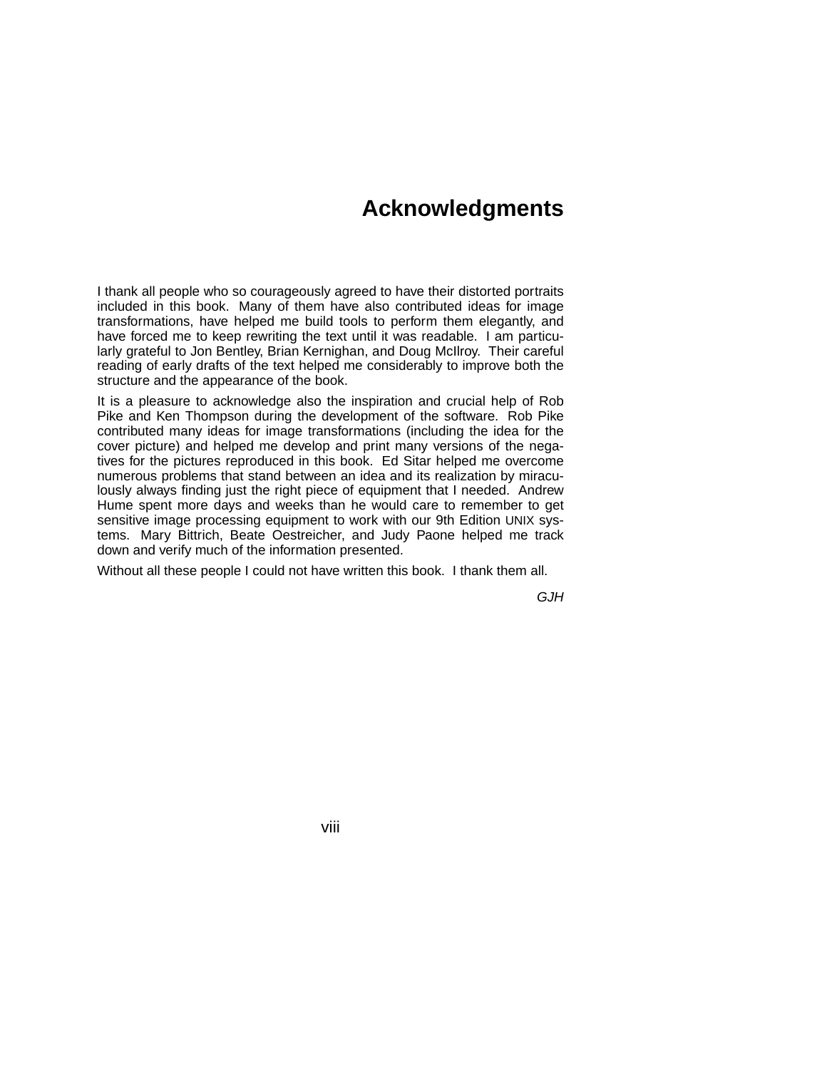# Acknowledgments

I thank all people who so courageously agreed to have their distorted portraits included in this book. Many of them have also contributed ideas for image transformations, have helped me build tools to perform them elegantly, and have forced me to keep rewriting the text until it was readable. I am particularly grateful to Jon Bentley, Brian Kernighan, and Doug McIlroy. Their careful reading of early drafts of the text helped me considerably to improve both the structure and the appearance of the book.

It is a pleasure to acknowledge also the inspiration and crucial help of Rob Pike and Ken Thompson during the development of the software. Rob Pike contributed many ideas for image transformations (including the idea for the cover picture) and helped me develop and print many versions of the negatives for the pictures reproduced in this book. Ed Sitar helped me overcome numerous problems that stand between an idea and its realization by miraculously always finding just the right piece of equipment that I needed. Andrew Hume spent more days and weeks than he would care to remember to get sensitive image processing equipment to work with our 9th Edition UNIX systems. Mary Bittrich, Beate Oestreicher, and Judy Paone helped me track down and verify much of the information presented.

Without all these people I could not have written this book. I thank them all.

*GJH*